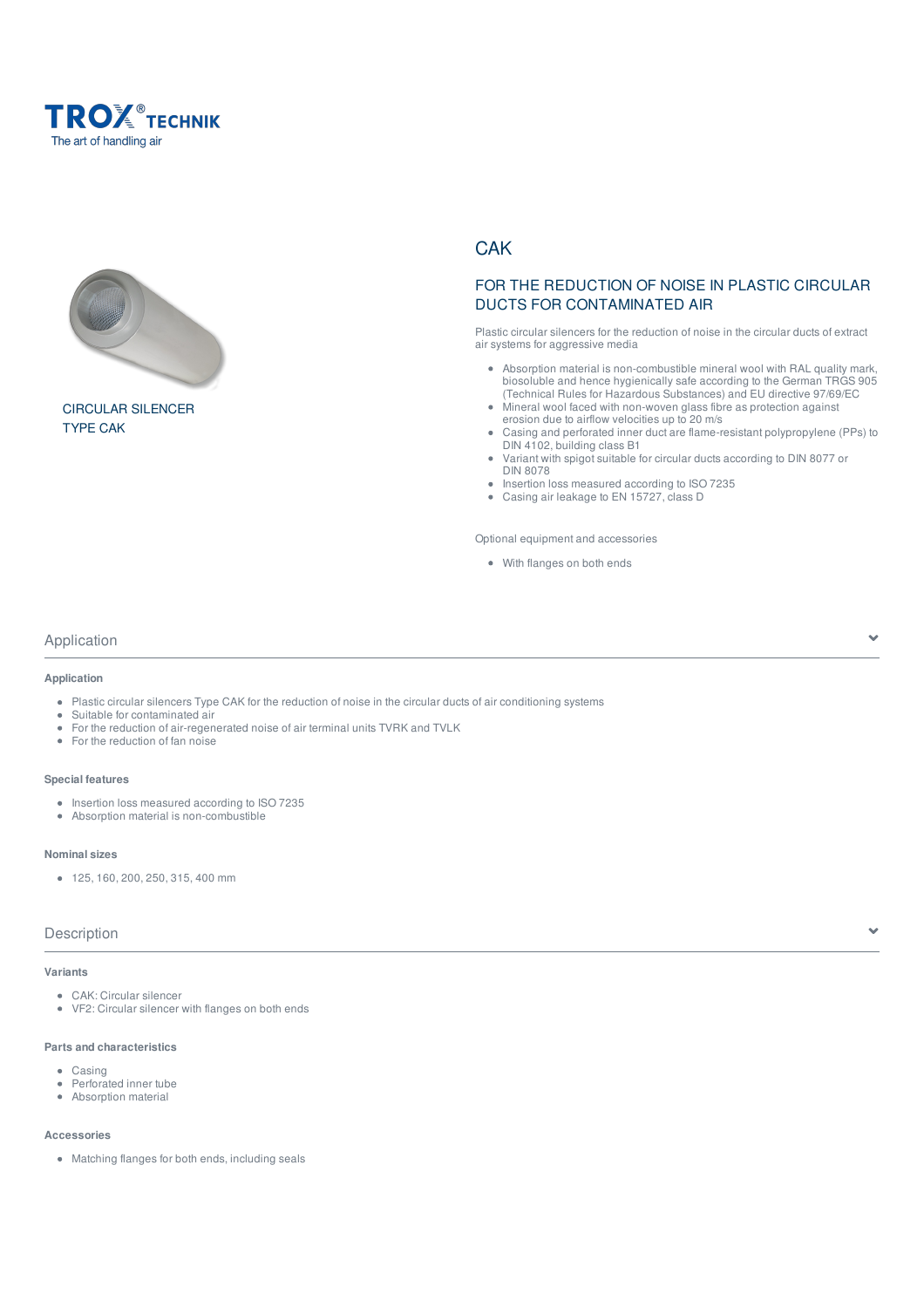TROX® TECHNIK
The art of handling air

CIRCULAR SILENCER
TYPE CAK

# CAK

## FOR THE REDUCTION OF NOISE IN PLASTIC CIRCULAR DUCTS FOR CONTAMINATED AIR

Plastic circular silencers for the reduction of noise in the circular ducts of extract air systems for aggressive media

- Absorption material is non-combustible mineral wool with RAL quality mark, biosoluble and hence hygienically safe according to the German TRGS 905 (Technical Rules for Hazardous Substances) and EU directive 97/69/EC
- Mineral wool faced with non-woven glass fibre as protection against erosion due to airflow velocities up to 20 m/s
- Casing and perforated inner duct are flame-resistant polypropylene (PPs) to DIN 4102, building class B1
- Variant with spigot suitable for circular ducts according to DIN 8077 or DIN 8078
- Insertion loss measured according to ISO 7235
- Casing air leakage to EN 15727, class D

Optional equipment and accessories

- With flanges on both ends

## Application

### Application

- Plastic circular silencers Type CAK for the reduction of noise in the circular ducts of air conditioning systems
- Suitable for contaminated air
- For the reduction of air-regenerated noise of air terminal units TVRK and TVLK
- For the reduction of fan noise

### Special features

- Insertion loss measured according to ISO 7235
- Absorption material is non-combustible

### Nominal sizes

- 125, 160, 200, 250, 315, 400 mm

## Description

### Variants

- CAK: Circular silencer
- VF2: Circular silencer with flanges on both ends

### Parts and characteristics

- Casing
- Perforated inner tube
- Absorption material

### Accessories

- Matching flanges for both ends, including seals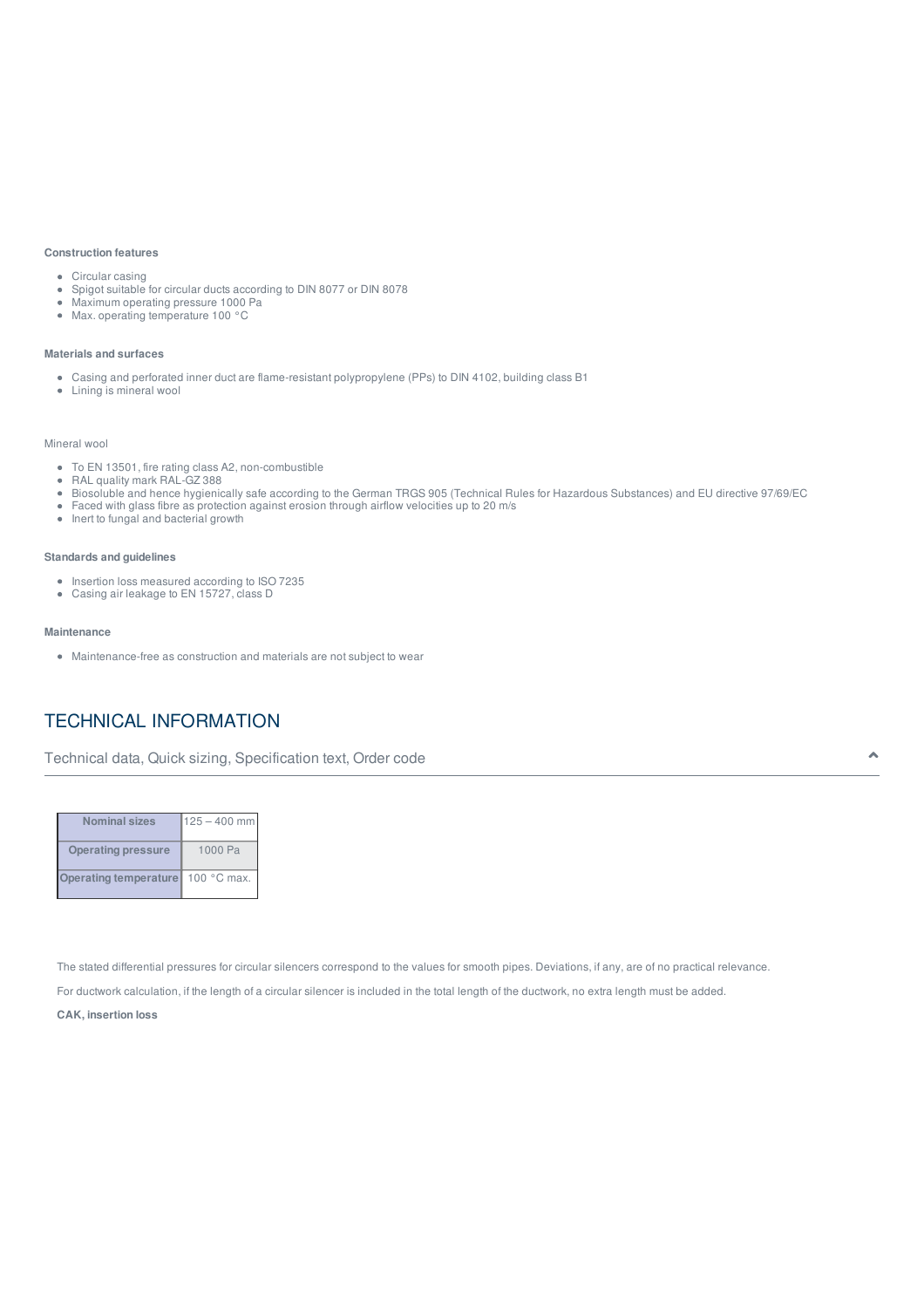**Construction features**

- Circular casing
- Spigot suitable for circular ducts according to DIN 8077 or DIN 8078
- Maximum operating pressure 1000 Pa
- Max. operating temperature 100 °C

**Materials and surfaces**

- Casing and perforated inner duct are flame-resistant polypropylene (PPs) to DIN 4102, building class B1
- Lining is mineral wool

Mineral wool

- To EN 13501, fire rating class A2, non-combustible
- RAL quality mark RAL-GZ 388
- Biosoluble and hence hygienically safe according to the German TRGS 905 (Technical Rules for Hazardous Substances) and EU directive 97/69/EC
- Faced with glass fibre as protection against erosion through airflow velocities up to 20 m/s
- Inert to fungal and bacterial growth

**Standards and guidelines**

- Insertion loss measured according to ISO 7235
- Casing air leakage to EN 15727, class D

**Maintenance**

- Maintenance-free as construction and materials are not subject to wear

## TECHNICAL INFORMATION

Technical data, Quick sizing, Specification text, Order code

| Nominal sizes | 125 – 400 mm |
|---|---|
| Operating pressure | 1000 Pa |
| Operating temperature | 100 °C max. |

The stated differential pressures for circular silencers correspond to the values for smooth pipes. Deviations, if any, are of no practical relevance.

For ductwork calculation, if the length of a circular silencer is included in the total length of the ductwork, no extra length must be added.

**CAK, insertion loss**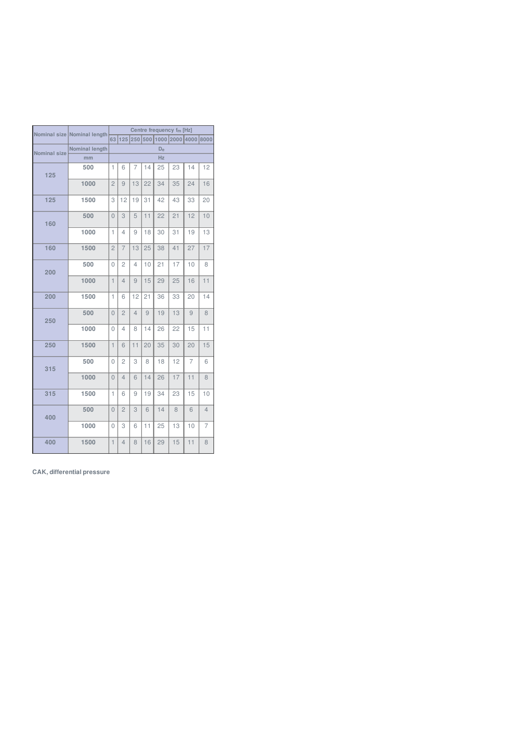| Nominal size | Nominal length | Centre frequency $f_m$ [Hz] | | | | | | | |
|---|---|---|---|---|---|---|---|---|---|
| | | 63 | 125 | 250 | 500 | 1000 | 2000 | 4000 | 8000 |
| Nominal size | Nominal length | $D_e$ | | | | | | | |
| | mm | Hz | | | | | | | |
| 125 | 500 | 1 | 6 | 7 | 14 | 25 | 23 | 14 | 12 |
| | 1000 | 2 | 9 | 13 | 22 | 34 | 35 | 24 | 16 |
| 125 | 1500 | 3 | 12 | 19 | 31 | 42 | 43 | 33 | 20 |
| 160 | 500 | 0 | 3 | 5 | 11 | 22 | 21 | 12 | 10 |
| | 1000 | 1 | 4 | 9 | 18 | 30 | 31 | 19 | 13 |
| 160 | 1500 | 2 | 7 | 13 | 25 | 38 | 41 | 27 | 17 |
| 200 | 500 | 0 | 2 | 4 | 10 | 21 | 17 | 10 | 8 |
| | 1000 | 1 | 4 | 9 | 15 | 29 | 25 | 16 | 11 |
| 200 | 1500 | 1 | 6 | 12 | 21 | 36 | 33 | 20 | 14 |
| 250 | 500 | 0 | 2 | 4 | 9 | 19 | 13 | 9 | 8 |
| | 1000 | 0 | 4 | 8 | 14 | 26 | 22 | 15 | 11 |
| 250 | 1500 | 1 | 6 | 11 | 20 | 35 | 30 | 20 | 15 |
| 315 | 500 | 0 | 2 | 3 | 8 | 18 | 12 | 7 | 6 |
| | 1000 | 0 | 4 | 6 | 14 | 26 | 17 | 11 | 8 |
| 315 | 1500 | 1 | 6 | 9 | 19 | 34 | 23 | 15 | 10 |
| 400 | 500 | 0 | 2 | 3 | 6 | 14 | 8 | 6 | 4 |
| | 1000 | 0 | 3 | 6 | 11 | 25 | 13 | 10 | 7 |
| 400 | 1500 | 1 | 4 | 8 | 16 | 29 | 15 | 11 | 8 |

**CAK, differential pressure**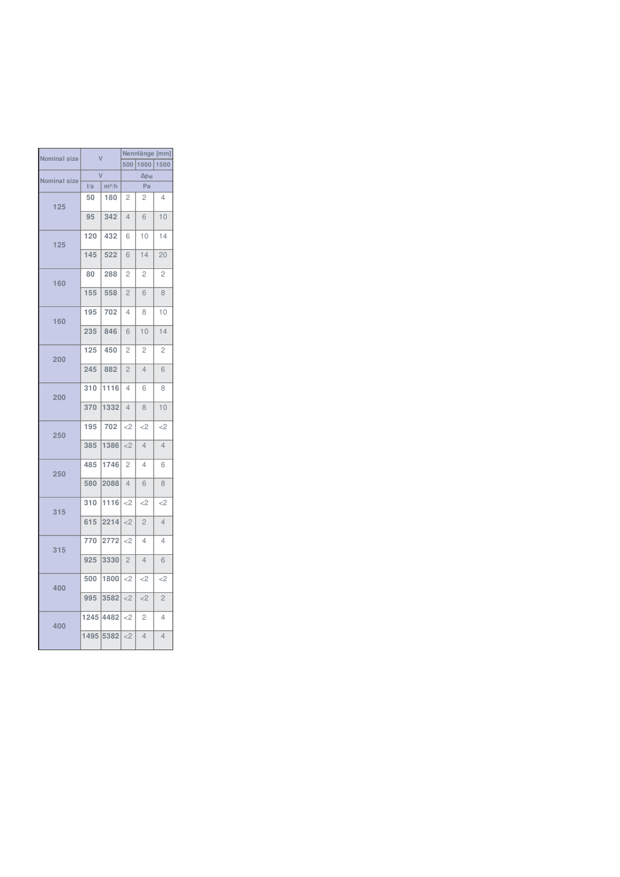| Nominal size | V | | Nennlänge [mm] | | |
|---|---|---|---|---|---|
| | | | 500 | 1000 | 1500 |
| Nominal size | V | | $\Delta p_{st}$ | | |
| | l/s | m³/h | Pa | | |
| 125 | 50 | 180 | 2 | 2 | 4 |
| | 95 | 342 | 4 | 6 | 10 |
| 125 | 120 | 432 | 6 | 10 | 14 |
| | 145 | 522 | 6 | 14 | 20 |
| 160 | 80 | 288 | 2 | 2 | 2 |
| | 155 | 558 | 2 | 6 | 8 |
| 160 | 195 | 702 | 4 | 8 | 10 |
| | 235 | 846 | 6 | 10 | 14 |
| 200 | 125 | 450 | 2 | 2 | 2 |
| | 245 | 882 | 2 | 4 | 6 |
| 200 | 310 | 1116 | 4 | 6 | 8 |
| | 370 | 1332 | 4 | 8 | 10 |
| 250 | 195 | 702 | <2 | <2 | <2 |
| | 385 | 1386 | <2 | 4 | 4 |
| 250 | 485 | 1746 | 2 | 4 | 6 |
| | 580 | 2088 | 4 | 6 | 8 |
| 315 | 310 | 1116 | <2 | <2 | <2 |
| | 615 | 2214 | <2 | 2 | 4 |
| 315 | 770 | 2772 | <2 | 4 | 4 |
| | 925 | 3330 | 2 | 4 | 6 |
| 400 | 500 | 1800 | <2 | <2 | <2 |
| | 995 | 3582 | <2 | <2 | 2 |
| 400 | 1245 | 4482 | <2 | 2 | 4 |
| | 1495 | 5382 | <2 | 4 | 4 |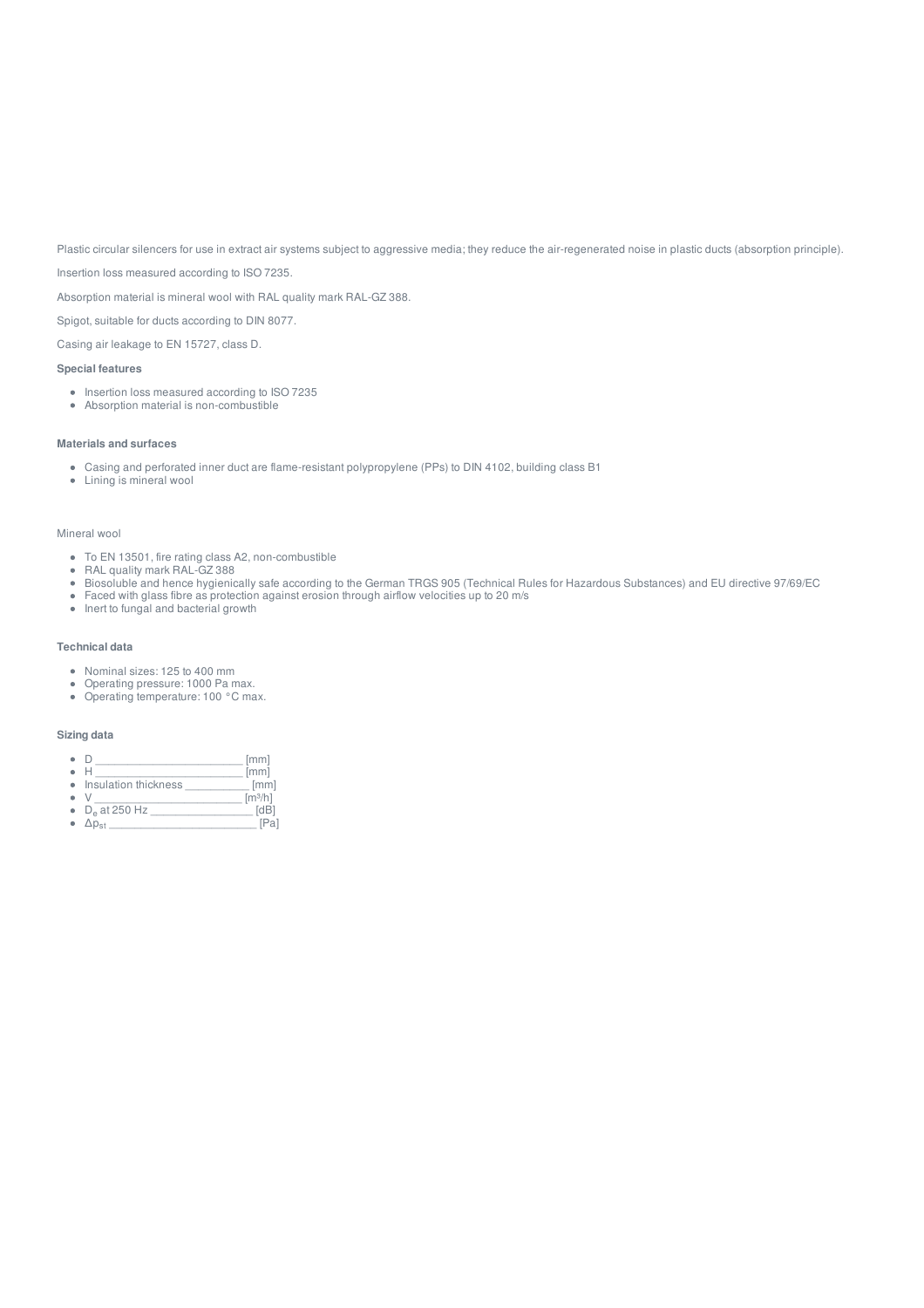Plastic circular silencers for use in extract air systems subject to aggressive media; they reduce the air-regenerated noise in plastic ducts (absorption principle).

Insertion loss measured according to ISO 7235.

Absorption material is mineral wool with RAL quality mark RAL-GZ 388.

Spigot, suitable for ducts according to DIN 8077.

Casing air leakage to EN 15727, class D.

**Special features**

- Insertion loss measured according to ISO 7235
- Absorption material is non-combustible

**Materials and surfaces**

- Casing and perforated inner duct are flame-resistant polypropylene (PPs) to DIN 4102, building class B1
- Lining is mineral wool

Mineral wool

- To EN 13501, fire rating class A2, non-combustible
- RAL quality mark RAL-GZ 388
- Biosoluble and hence hygienically safe according to the German TRGS 905 (Technical Rules for Hazardous Substances) and EU directive 97/69/EC
- Faced with glass fibre as protection against erosion through airflow velocities up to 20 m/s
- Inert to fungal and bacterial growth

**Technical data**

- Nominal sizes: 125 to 400 mm
- Operating pressure: 1000 Pa max.
- Operating temperature: 100 °C max.

**Sizing data**

- D ________________________ [mm]
- H ________________________ [mm]
- Insulation thickness __________ [mm]
- V ________________________ [m³/h]
- $D_e$ at 250 Hz ________________ [dB]
- $\Delta p_{st}$ ________________________ [Pa]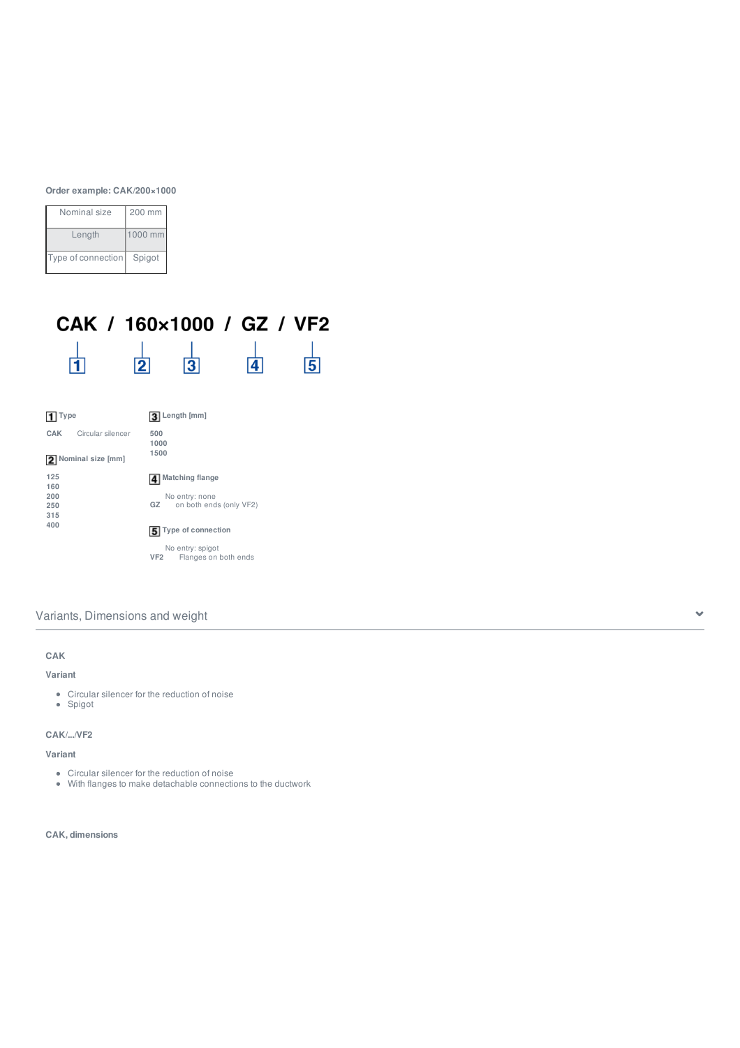**Order example: CAK/200×1000**

| Nominal size | 200 mm |
|---|---|
| Length | 1000 mm |
| Type of connection | Spigot |

**CAK / 160×1000 / GZ / VF2**

1 2 3 4 5

**1 Type**

**CAK** Circular silencer

**2 Nominal size [mm]**

**125**
**160**
**200**
**250**
**315**
**400**

**3 Length [mm]**

**500**
**1000**
**1500**

**4 Matching flange**

No entry: none
**GZ** on both ends (only VF2)

**5 Type of connection**

No entry: spigot
**VF2** Flanges on both ends

## Variants, Dimensions and weight

**CAK**

**Variant**

- Circular silencer for the reduction of noise
- Spigot

**CAK/.../VF2**

**Variant**

- Circular silencer for the reduction of noise
- With flanges to make detachable connections to the ductwork

**CAK, dimensions**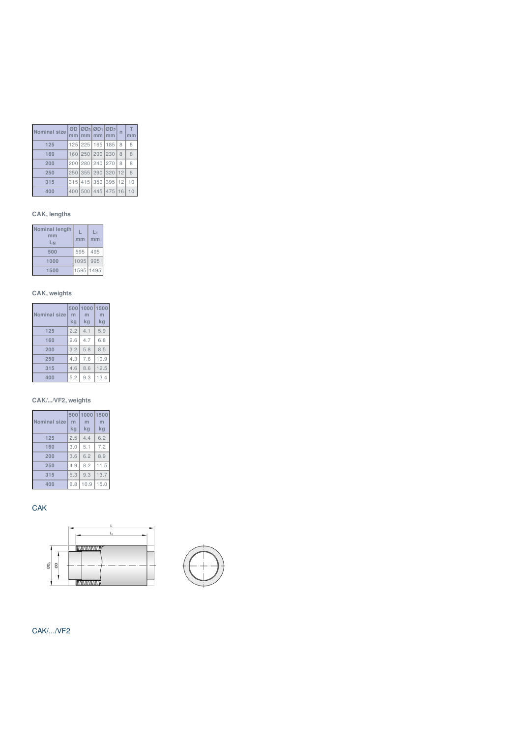| Nominal size | ØD mm | $ØD_3$ mm | $ØD_1$ mm | $ØD_2$ mm | n | T mm |
|---|---|---|---|---|---|---|
| 125 | 125 | 225 | 165 | 185 | 8 | 8 |
| 160 | 160 | 250 | 200 | 230 | 8 | 8 |
| 200 | 200 | 280 | 240 | 270 | 8 | 8 |
| 250 | 250 | 355 | 290 | 320 | 12 | 8 |
| 315 | 315 | 415 | 350 | 395 | 12 | 10 |
| 400 | 400 | 500 | 445 | 475 | 16 | 10 |

**CAK, lengths**

| Nominal length mm $L_N$ | L mm | $L_1$ mm |
|---|---|---|
| 500 | 595 | 495 |
| 1000 | 1095 | 995 |
| 1500 | 1595 | 1495 |

**CAK, weights**

| Nominal size | 500 m kg | 1000 m kg | 1500 m kg |
|---|---|---|---|
| 125 | 2.2 | 4.1 | 5.9 |
| 160 | 2.6 | 4.7 | 6.8 |
| 200 | 3.2 | 5.8 | 8.5 |
| 250 | 4.3 | 7.6 | 10.9 |
| 315 | 4.6 | 8.6 | 12.5 |
| 400 | 5.2 | 9.3 | 13.4 |

**CAK/.../VF2, weights**

| Nominal size | 500 m kg | 1000 m kg | 1500 m kg |
|---|---|---|---|
| 125 | 2.5 | 4.4 | 6.2 |
| 160 | 3.0 | 5.1 | 7.2 |
| 200 | 3.6 | 6.2 | 8.9 |
| 250 | 4.9 | 8.2 | 11.5 |
| 315 | 5.3 | 9.3 | 13.7 |
| 400 | 6.8 | 10.9 | 15.0 |

## CAK

L

$L_1$

$ØD_3$ ØD

## CAK/.../VF2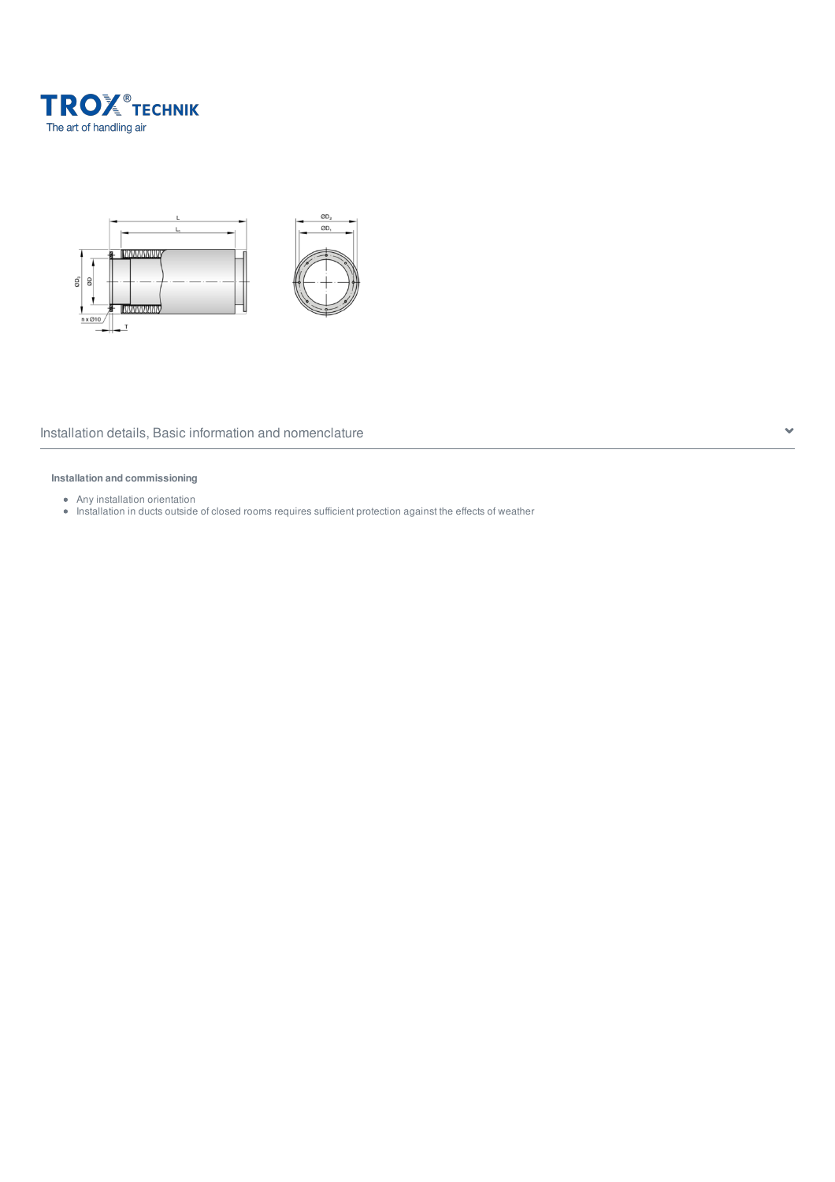## Installation details, Basic information and nomenclature

**Installation and commissioning**

- Any installation orientation
- Installation in ducts outside of closed rooms requires sufficient protection against the effects of weather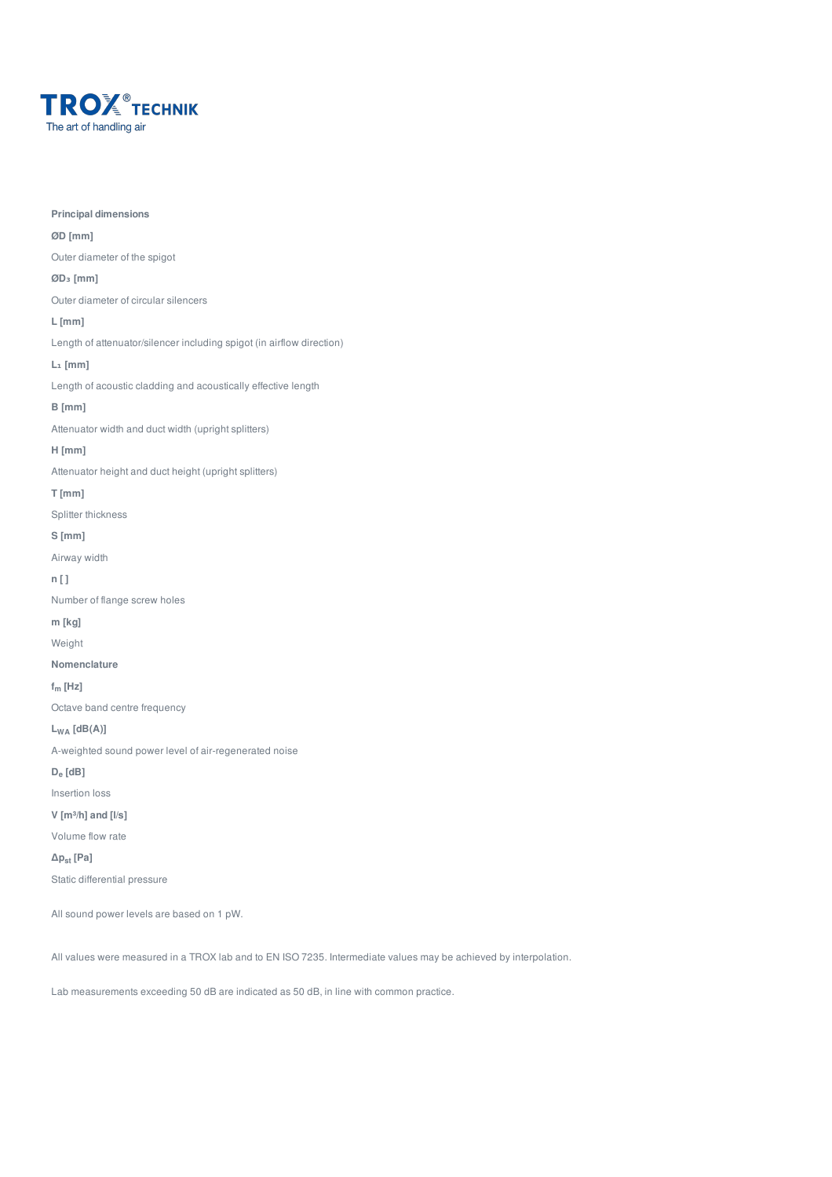**Principal dimensions**

**ØD [mm]**

Outer diameter of the spigot

**$ØD_3$ [mm]**

Outer diameter of circular silencers

**L [mm]**

Length of attenuator/silencer including spigot (in airflow direction)

**$L_1$ [mm]**

Length of acoustic cladding and acoustically effective length

**B [mm]**

Attenuator width and duct width (upright splitters)

**H [mm]**

Attenuator height and duct height (upright splitters)

**T [mm]**

Splitter thickness

**S [mm]**

Airway width

**n [ ]**

Number of flange screw holes

**m [kg]**

Weight

**Nomenclature**

**$f_m$ [Hz]**

Octave band centre frequency

**$L_{WA}$ [dB(A)]**

A-weighted sound power level of air-regenerated noise

**$D_e$ [dB]**

Insertion loss

**V [m³/h] and [l/s]**

Volume flow rate

**$\Delta p_{st}$ [Pa]**

Static differential pressure

All sound power levels are based on 1 pW.

All values were measured in a TROX lab and to EN ISO 7235. Intermediate values may be achieved by interpolation.

Lab measurements exceeding 50 dB are indicated as 50 dB, in line with common practice.